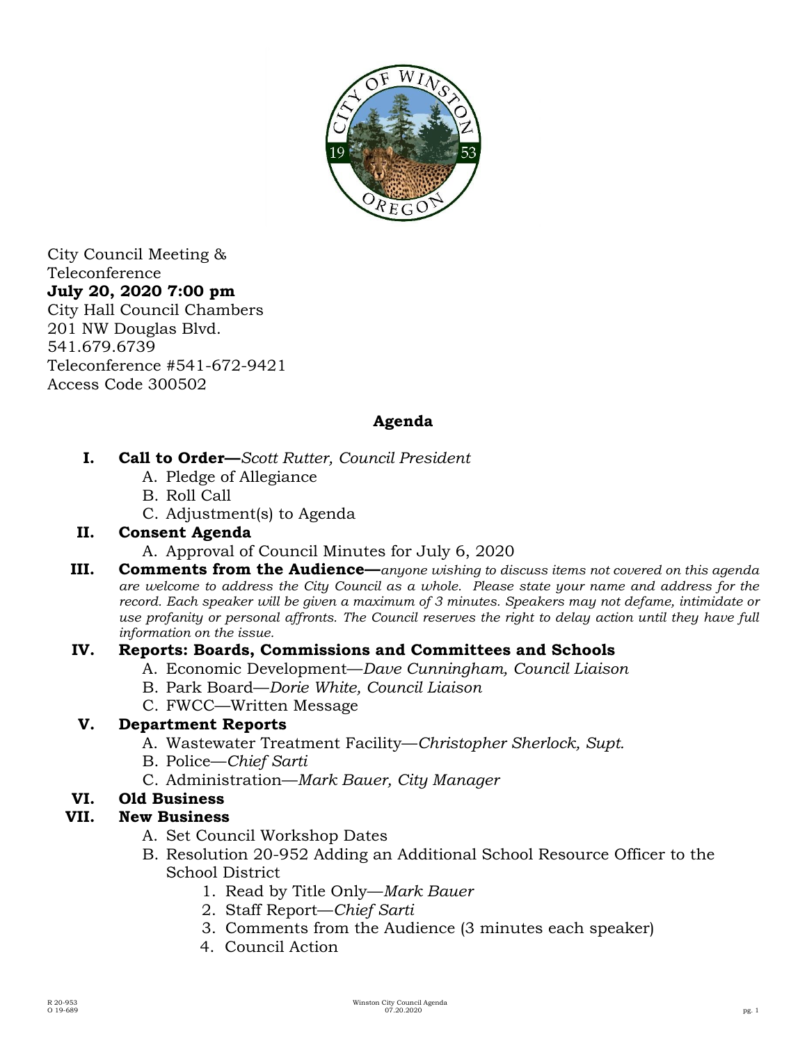City Council Meeting &
Teleconference
**July 20, 2020 7:00 pm**
City Hall Council Chambers
201 NW Douglas Blvd.
541.679.6739
Teleconference #541-672-9421
Access Code 300502

## Agenda

- **I. Call to Order—***Scott Rutter, Council President*
  - A. Pledge of Allegiance
  - B. Roll Call
  - C. Adjustment(s) to Agenda
- **II. Consent Agenda**
  - A. Approval of Council Minutes for July 6, 2020
- **III. Comments from the Audience—***anyone wishing to discuss items not covered on this agenda are welcome to address the City Council as a whole. Please state your name and address for the record. Each speaker will be given a maximum of 3 minutes. Speakers may not defame, intimidate or use profanity or personal affronts. The Council reserves the right to delay action until they have full information on the issue.*
- **IV. Reports: Boards, Commissions and Committees and Schools**
  - A. Economic Development—*Dave Cunningham, Council Liaison*
  - B. Park Board—*Dorie White, Council Liaison*
  - C. FWCC—Written Message
- **V. Department Reports**
  - A. Wastewater Treatment Facility—*Christopher Sherlock, Supt.*
  - B. Police—*Chief Sarti*
  - C. Administration—*Mark Bauer, City Manager*
- **VI. Old Business**
- **VII. New Business**
  - A. Set Council Workshop Dates
  - B. Resolution 20-952 Adding an Additional School Resource Officer to the School District
    1. Read by Title Only—*Mark Bauer*
    2. Staff Report—*Chief Sarti*
    3. Comments from the Audience (3 minutes each speaker)
    4. Council Action

R 20-953
O 19-689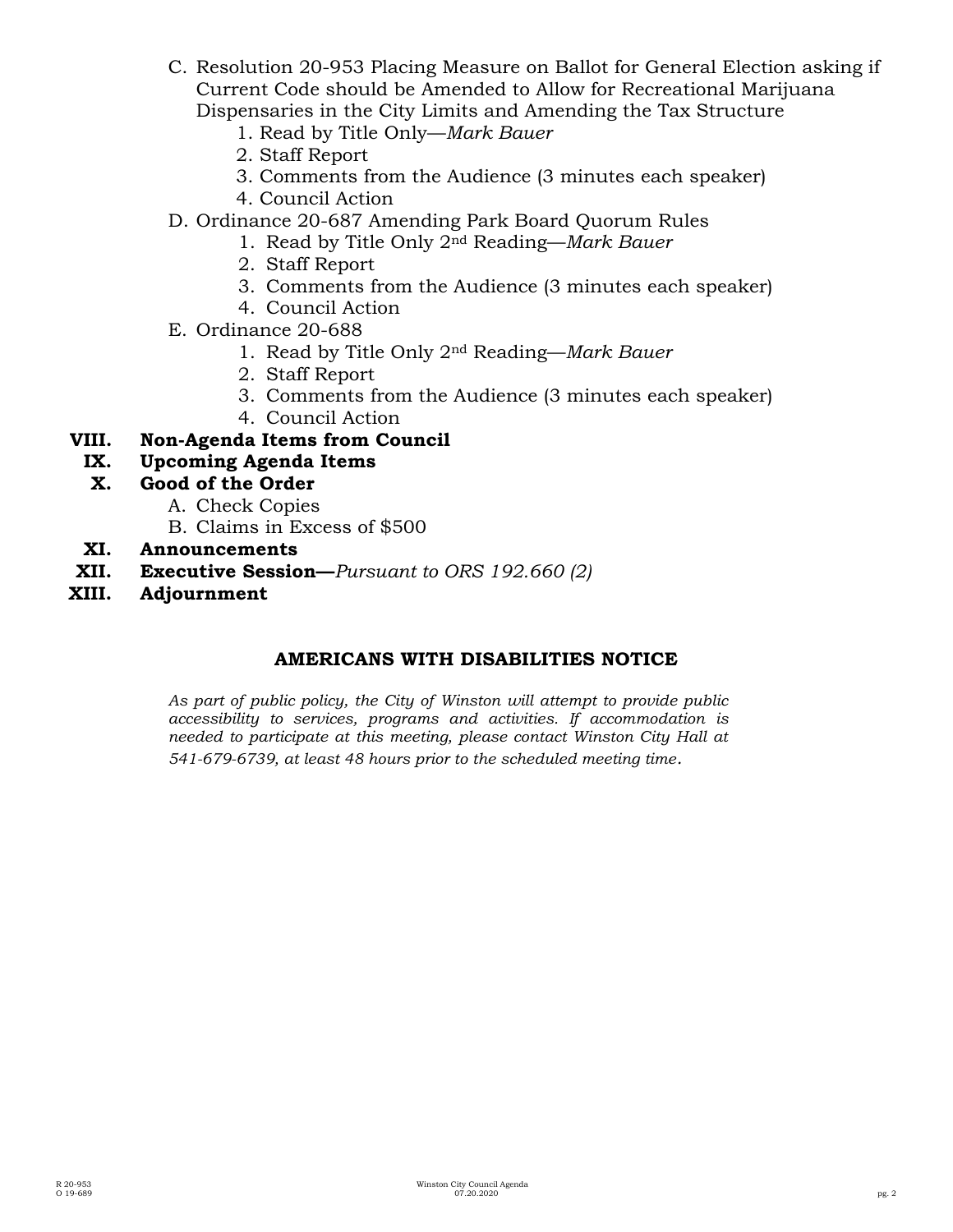C. Resolution 20-953 Placing Measure on Ballot for General Election asking if Current Code should be Amended to Allow for Recreational Marijuana Dispensaries in the City Limits and Amending the Tax Structure
   1. Read by Title Only—*Mark Bauer*
   2. Staff Report
   3. Comments from the Audience (3 minutes each speaker)
   4. Council Action

D. Ordinance 20-687 Amending Park Board Quorum Rules
   1. Read by Title Only 2nd Reading—*Mark Bauer*
   2. Staff Report
   3. Comments from the Audience (3 minutes each speaker)
   4. Council Action

E. Ordinance 20-688
   1. Read by Title Only 2nd Reading—*Mark Bauer*
   2. Staff Report
   3. Comments from the Audience (3 minutes each speaker)
   4. Council Action

**VIII. Non-Agenda Items from Council**

**IX. Upcoming Agenda Items**

**X. Good of the Order**

A. Check Copies

B. Claims in Excess of $500

**XI. Announcements**

**XII. Executive Session—***Pursuant to ORS 192.660 (2)*

**XIII. Adjournment**

## AMERICANS WITH DISABILITIES NOTICE

*As part of public policy, the City of Winston will attempt to provide public accessibility to services, programs and activities. If accommodation is needed to participate at this meeting, please contact Winston City Hall at 541-679-6739, at least 48 hours prior to the scheduled meeting time.*